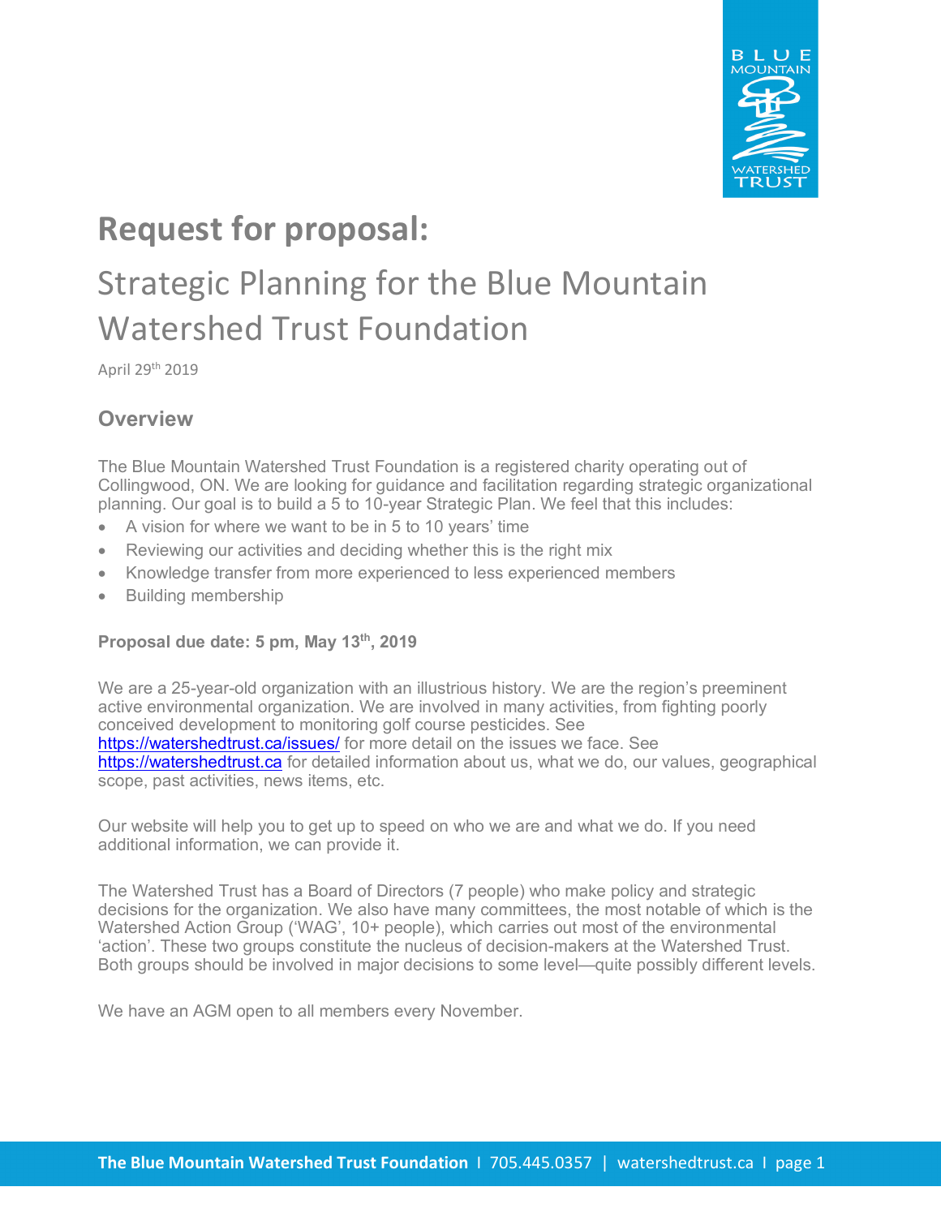# Request for proposal:

## Strategic Planning for the Blue Mountain Watershed Trust Foundation

April 29th 2019

### Overview

The Blue Mountain Watershed Trust Foundation is a registered charity operating out of Collingwood, ON. We are looking for guidance and facilitation regarding strategic organizational planning. Our goal is to build a 5 to 10-year Strategic Plan. We feel that this includes:

- A vision for where we want to be in 5 to 10 years' time
- Reviewing our activities and deciding whether this is the right mix
- Knowledge transfer from more experienced to less experienced members
- Building membership

**Proposal due date: 5 pm, May 13th, 2019**

We are a 25-year-old organization with an illustrious history. We are the region's preeminent active environmental organization. We are involved in many activities, from fighting poorly conceived development to monitoring golf course pesticides. See https://watershedtrust.ca/issues/ for more detail on the issues we face. See https://watershedtrust.ca for detailed information about us, what we do, our values, geographical scope, past activities, news items, etc.

Our website will help you to get up to speed on who we are and what we do. If you need additional information, we can provide it.

The Watershed Trust has a Board of Directors (7 people) who make policy and strategic decisions for the organization. We also have many committees, the most notable of which is the Watershed Action Group ('WAG', 10+ people), which carries out most of the environmental 'action'. These two groups constitute the nucleus of decision-makers at the Watershed Trust. Both groups should be involved in major decisions to some level—quite possibly different levels.

We have an AGM open to all members every November.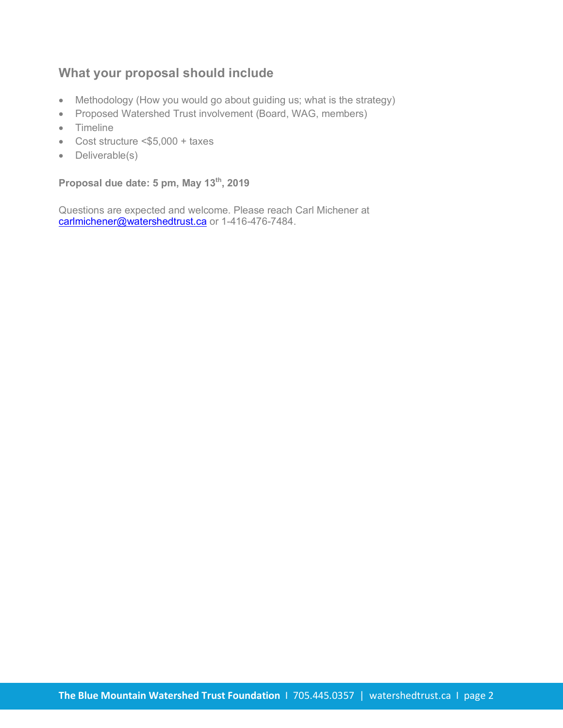## What your proposal should include

- Methodology (How you would go about guiding us; what is the strategy)
- Proposed Watershed Trust involvement (Board, WAG, members)
- Timeline
- Cost structure <$5,000 + taxes
- Deliverable(s)

**Proposal due date: 5 pm, May 13th, 2019**

Questions are expected and welcome. Please reach Carl Michener at carlmichener@watershedtrust.ca or 1-416-476-7484.